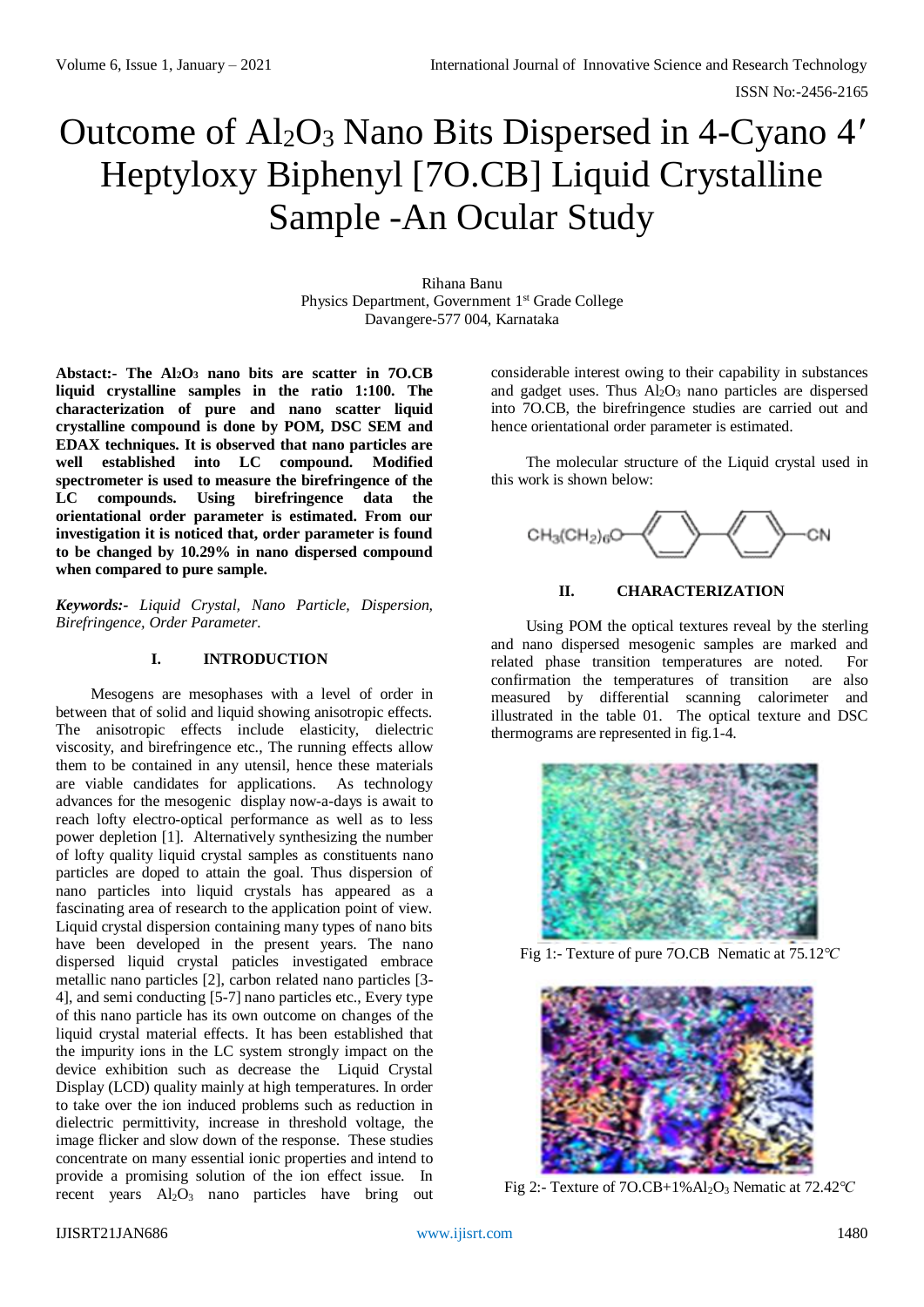# Outcome of $Al_2O_3$ Nano Bits Dispersed in 4-Cyano 4′ Heptyloxy Biphenyl [7O.CB] Liquid Crystalline Sample -An Ocular Study

Rihana Banu
Physics Department, Government 1st Grade College
Davangere-577 004, Karnataka

**Abstact:- The $Al_2O_3$ nano bits are scatter in 7O.CB liquid crystalline samples in the ratio 1:100. The characterization of pure and nano scatter liquid crystalline compound is done by POM, DSC SEM and EDAX techniques. It is observed that nano particles are well established into LC compound. Modified spectrometer is used to measure the birefringence of the LC compounds. Using birefringence data the orientational order parameter is estimated. From our investigation it is noticed that, order parameter is found to be changed by 10.29% in nano dispersed compound when compared to pure sample.**

***Keywords:-** Liquid Crystal, Nano Particle, Dispersion, Birefringence, Order Parameter.*

## I. INTRODUCTION

Mesogens are mesophases with a level of order in between that of solid and liquid showing anisotropic effects. The anisotropic effects include elasticity, dielectric viscosity, and birefringence etc., The running effects allow them to be contained in any utensil, hence these materials are viable candidates for applications. As technology advances for the mesogenic display now-a-days is await to reach lofty electro-optical performance as well as to less power depletion [1]. Alternatively synthesizing the number of lofty quality liquid crystal samples as constituents nano particles are doped to attain the goal. Thus dispersion of nano particles into liquid crystals has appeared as a fascinating area of research to the application point of view. Liquid crystal dispersion containing many types of nano bits have been developed in the present years. The nano dispersed liquid crystal paticles investigated embrace metallic nano particles [2], carbon related nano particles [3-4], and semi conducting [5-7] nano particles etc., Every type of this nano particle has its own outcome on changes of the liquid crystal material effects. It has been established that the impurity ions in the LC system strongly impact on the device exhibition such as decrease the Liquid Crystal Display (LCD) quality mainly at high temperatures. In order to take over the ion induced problems such as reduction in dielectric permittivity, increase in threshold voltage, the image flicker and slow down of the response. These studies concentrate on many essential ionic properties and intend to provide a promising solution of the ion effect issue. In recent years $Al_2O_3$ nano particles have bring out considerable interest owing to their capability in substances and gadget uses. Thus $Al_2O_3$ nano particles are dispersed into 7O.CB, the birefringence studies are carried out and hence orientational order parameter is estimated.

The molecular structure of the Liquid crystal used in this work is shown below:

$CH_3(CH_2)_6O$–(biphenyl)–CN

## II. CHARACTERIZATION

Using POM the optical textures reveal by the sterling and nano dispersed mesogenic samples are marked and related phase transition temperatures are noted. For confirmation the temperatures of transition are also measured by differential scanning calorimeter and illustrated in the table 01. The optical texture and DSC thermograms are represented in fig.1-4.

Fig 1:- Texture of pure 7O.CB Nematic at 75.12℃

Fig 2:- Texture of 7O.CB+1%$Al_2O_3$ Nematic at 72.42℃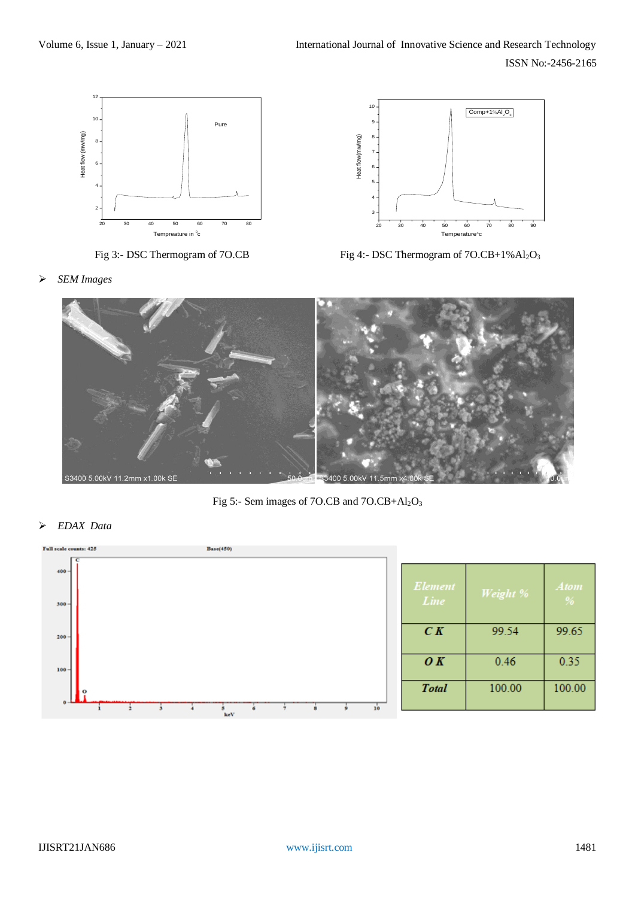Fig 3:- DSC Thermogram of 7O.CB

Fig 4:- DSC Thermogram of 7O.CB+1%$Al_2O_3$

- *SEM Images*

Fig 5:- Sem images of 7O.CB and 7O.CB+$Al_2O_3$

- *EDAX Data*

| *Element Line* | *Weight %* | *Atom %* |
|---|---|---|
| ***C K*** | 99.54 | 99.65 |
| ***O K*** | 0.46 | 0.35 |
| ***Total*** | 100.00 | 100.00 |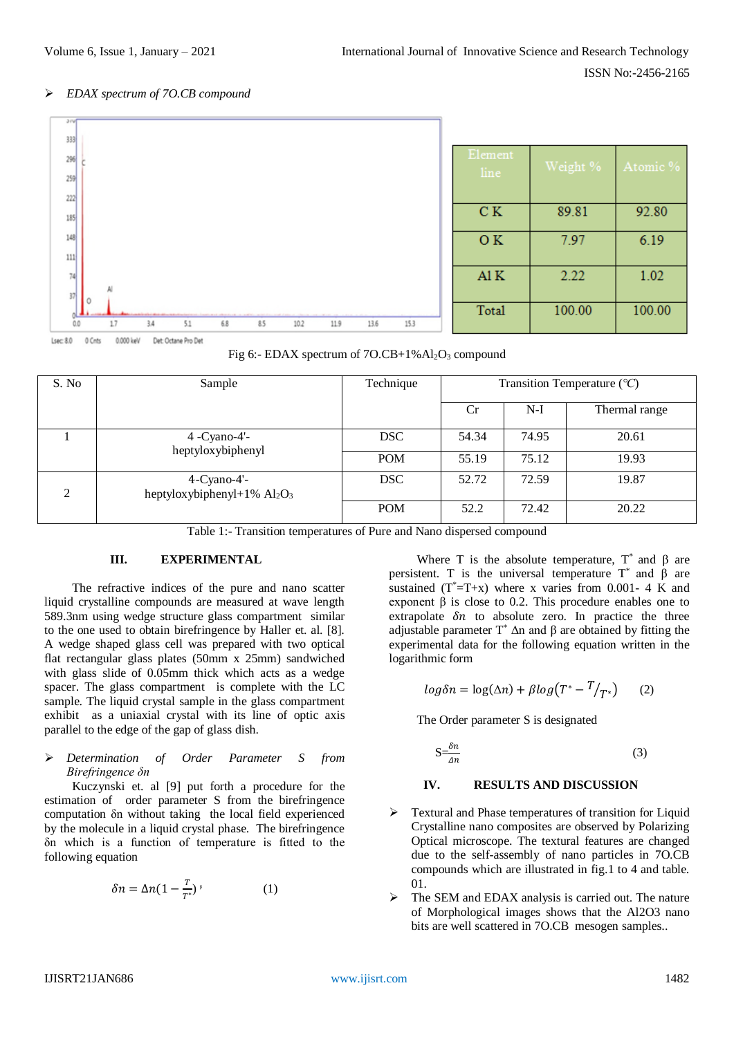- *EDAX spectrum of 7O.CB compound*

| Element line | Weight % | Atomic % |
|---|---|---|
| C K | 89.81 | 92.80 |
| O K | 7.97 | 6.19 |
| Al K | 2.22 | 1.02 |
| Total | 100.00 | 100.00 |

Fig 6:- EDAX spectrum of 7O.CB+1%$Al_2O_3$ compound

| S. No | Sample | Technique | Transition Temperature (℃) | | |
|---|---|---|---|---|---|
| | | | Cr | N-I | Thermal range |
| 1 | 4 -Cyano-4'-heptyloxybiphenyl | DSC | 54.34 | 74.95 | 20.61 |
| | | POM | 55.19 | 75.12 | 19.93 |
| 2 | 4-Cyano-4'-heptyloxybiphenyl+1% $Al_2O_3$ | DSC | 52.72 | 72.59 | 19.87 |
| | | POM | 52.2 | 72.42 | 20.22 |

Table 1:- Transition temperatures of Pure and Nano dispersed compound

## III. EXPERIMENTAL

The refractive indices of the pure and nano scatter liquid crystalline compounds are measured at wave length 589.3nm using wedge structure glass compartment similar to the one used to obtain birefringence by Haller et. al. [8]. A wedge shaped glass cell was prepared with two optical flat rectangular glass plates (50mm x 25mm) sandwiched with glass slide of 0.05mm thick which acts as a wedge spacer. The glass compartment is complete with the LC sample. The liquid crystal sample in the glass compartment exhibit as a uniaxial crystal with its line of optic axis parallel to the edge of the gap of glass dish.

- *Determination of Order Parameter S from Birefringence δn*

Kuczynski et. al [9] put forth a procedure for the estimation of order parameter S from the birefringence computation δn without taking the local field experienced by the molecule in a liquid crystal phase. The birefringence δn which is a function of temperature is fitted to the following equation

$$\delta n = \Delta n(1 - \tfrac{T}{T^*})^{\beta} \qquad (1)$$

Where T is the absolute temperature, $T^*$ and β are persistent. T is the universal temperature $T^*$ and β are sustained ($T^*$=T+x) where x varies from 0.001- 4 K and exponent β is close to 0.2. This procedure enables one to extrapolate $\delta n$ to absolute zero. In practice the three adjustable parameter $T^*$ Δn and β are obtained by fitting the experimental data for the following equation written in the logarithmic form

$$log\delta n = \log(\Delta n) + \beta log\left(T^* - T/_{T^*}\right) \qquad (2)$$

The Order parameter S is designated

$$S = \frac{\delta n}{\Delta n} \qquad (3)$$

## IV. RESULTS AND DISCUSSION

- Textural and Phase temperatures of transition for Liquid Crystalline nano composites are observed by Polarizing Optical microscope. The textural features are changed due to the self-assembly of nano particles in 7O.CB compounds which are illustrated in fig.1 to 4 and table. 01.
- The SEM and EDAX analysis is carried out. The nature of Morphological images shows that the Al2O3 nano bits are well scattered in 7O.CB mesogen samples..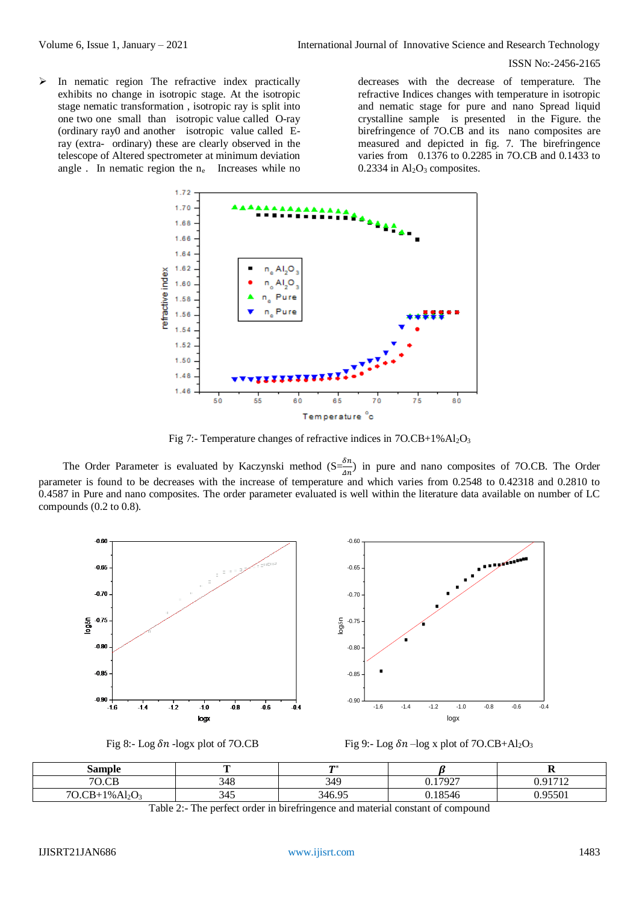- In nematic region The refractive index practically exhibits no change in isotropic stage. At the isotropic stage nematic transformation , isotropic ray is split into one two one small than isotropic value called O-ray (ordinary ray0 and another isotropic value called E-ray (extra- ordinary) these are clearly observed in the telescope of Altered spectrometer at minimum deviation angle . In nematic region the $n_e$ Increases while no decreases with the decrease of temperature. The refractive Indices changes with temperature in isotropic and nematic stage for pure and nano Spread liquid crystalline sample is presented in the Figure. the birefringence of 7O.CB and its nano composites are measured and depicted in fig. 7. The birefringence varies from 0.1376 to 0.2285 in 7O.CB and 0.1433 to 0.2334 in $Al_2O_3$ composites.

Fig 7:- Temperature changes of refractive indices in 7O.CB+1%$Al_2O_3$

The Order Parameter is evaluated by Kaczynski method ($S=\frac{\delta n}{\Delta n}$) in pure and nano composites of 7O.CB. The Order parameter is found to be decreases with the increase of temperature and which varies from 0.2548 to 0.42318 and 0.2810 to 0.4587 in Pure and nano composites. The order parameter evaluated is well within the literature data available on number of LC compounds (0.2 to 0.8).

Fig 8:- Log $\delta n$ -logx plot of 7O.CB

Fig 9:- Log $\delta n$ –log x plot of 7O.CB+$Al_2O_3$

| Sample | T | $T^*$ | $\beta$ | R |
|---|---|---|---|---|
| 7O.CB | 348 | 349 | 0.17927 | 0.91712 |
| 7O.CB+1%$Al_2O_3$ | 345 | 346.95 | 0.18546 | 0.95501 |

Table 2:- The perfect order in birefringence and material constant of compound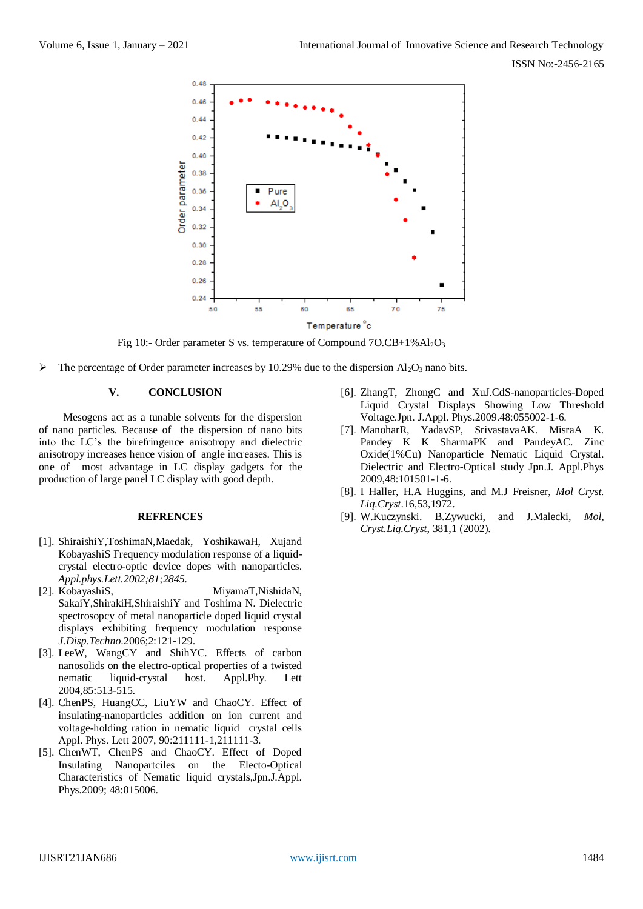Order parameter

0.48
0.46
0.44
0.42
0.40
0.38
0.36
0.34
0.32
0.30
0.28
0.26
0.24

50 55 60 65 70 75

Temperature °c

Pure

$Al_2O_3$

Fig 10:- Order parameter S vs. temperature of Compound 7O.CB+1%$Al_2O_3$

- The percentage of Order parameter increases by 10.29% due to the dispersion $Al_2O_3$ nano bits.

## V. CONCLUSION

Mesogens act as a tunable solvents for the dispersion of nano particles. Because of the dispersion of nano bits into the LC's the birefringence anisotropy and dielectric anisotropy increases hence vision of angle increases. This is one of most advantage in LC display gadgets for the production of large panel LC display with good depth.

## REFRENCES

[1]. ShiraishiY,ToshimaN,Maedak, YoshikawaH, Xujand KobayashiS Frequency modulation response of a liquid-crystal electro-optic device dopes with nanoparticles. *Appl.phys.Lett.2002;81;2845.*

[2]. KobayashiS, MiyamaT,NishidaN, SakaiY,ShirakiH,ShiraishiY and Toshima N. Dielectric spectrosopy of metal nanoparticle doped liquid crystal displays exhibiting frequency modulation response *J.Disp.Techno.*2006;2:121-129.

[3]. LeeW, WangCY and ShihYC. Effects of carbon nanosolids on the electro-optical properties of a twisted nematic liquid-crystal host. Appl.Phy. Lett 2004,85:513-515.

[4]. ChenPS, HuangCC, LiuYW and ChaoCY. Effect of insulating-nanoparticles addition on ion current and voltage-holding ration in nematic liquid crystal cells Appl. Phys. Lett 2007, 90:211111-1,211111-3.

[5]. ChenWT, ChenPS and ChaoCY. Effect of Doped Insulating Nanopartciles on the Electo-Optical Characteristics of Nematic liquid crystals,Jpn.J.Appl. Phys.2009; 48:015006.

[6]. ZhangT, ZhongC and XuJ.CdS-nanoparticles-Doped Liquid Crystal Displays Showing Low Threshold Voltage.Jpn. J.Appl. Phys.2009.48:055002-1-6.

[7]. ManoharR, YadavSP, SrivastavaAK. MisraA K. Pandey K K SharmaPK and PandeyAC. Zinc Oxide(1%Cu) Nanoparticle Nematic Liquid Crystal. Dielectric and Electro-Optical study Jpn.J. Appl.Phys 2009,48:101501-1-6.

[8]. I Haller, H.A Huggins, and M.J Freisner, *Mol Cryst. Liq.Cryst*.16,53,1972.

[9]. W.Kuczynski. B.Zywucki, and J.Malecki, *Mol, Cryst.Liq.Cryst*, 381,1 (2002).